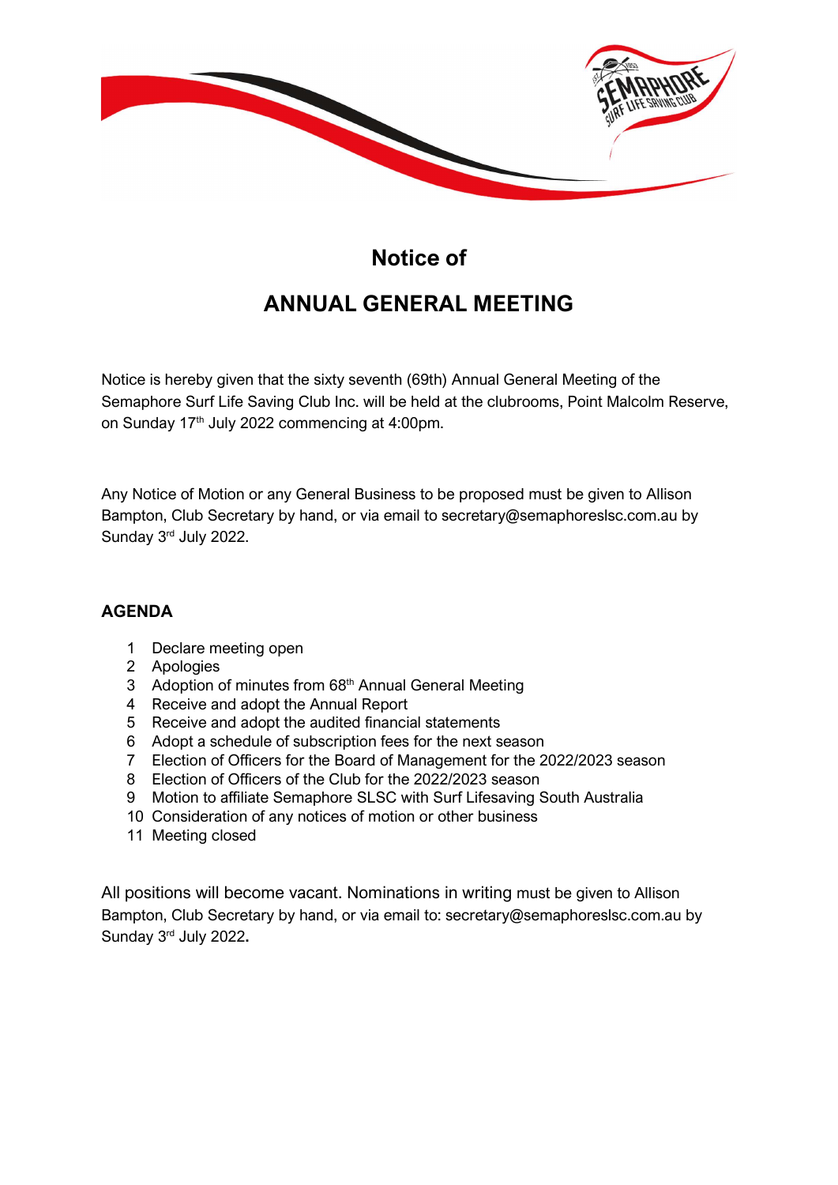# Notice of

# ANNUAL GENERAL MEETING

Notice is hereby given that the sixty seventh (69th) Annual General Meeting of the Semaphore Surf Life Saving Club Inc. will be held at the clubrooms, Point Malcolm Reserve, on Sunday 17th July 2022 commencing at 4:00pm.

Any Notice of Motion or any General Business to be proposed must be given to Allison Bampton, Club Secretary by hand, or via email to secretary@semaphoreslsc.com.au by Sunday 3rd July 2022.

## AGENDA

1. Declare meeting open
2. Apologies
3. Adoption of minutes from 68th Annual General Meeting
4. Receive and adopt the Annual Report
5. Receive and adopt the audited financial statements
6. Adopt a schedule of subscription fees for the next season
7. Election of Officers for the Board of Management for the 2022/2023 season
8. Election of Officers of the Club for the 2022/2023 season
9. Motion to affiliate Semaphore SLSC with Surf Lifesaving South Australia
10. Consideration of any notices of motion or other business
11. Meeting closed

All positions will become vacant. Nominations in writing must be given to Allison Bampton, Club Secretary by hand, or via email to: secretary@semaphoreslsc.com.au by Sunday 3rd July 2022**.**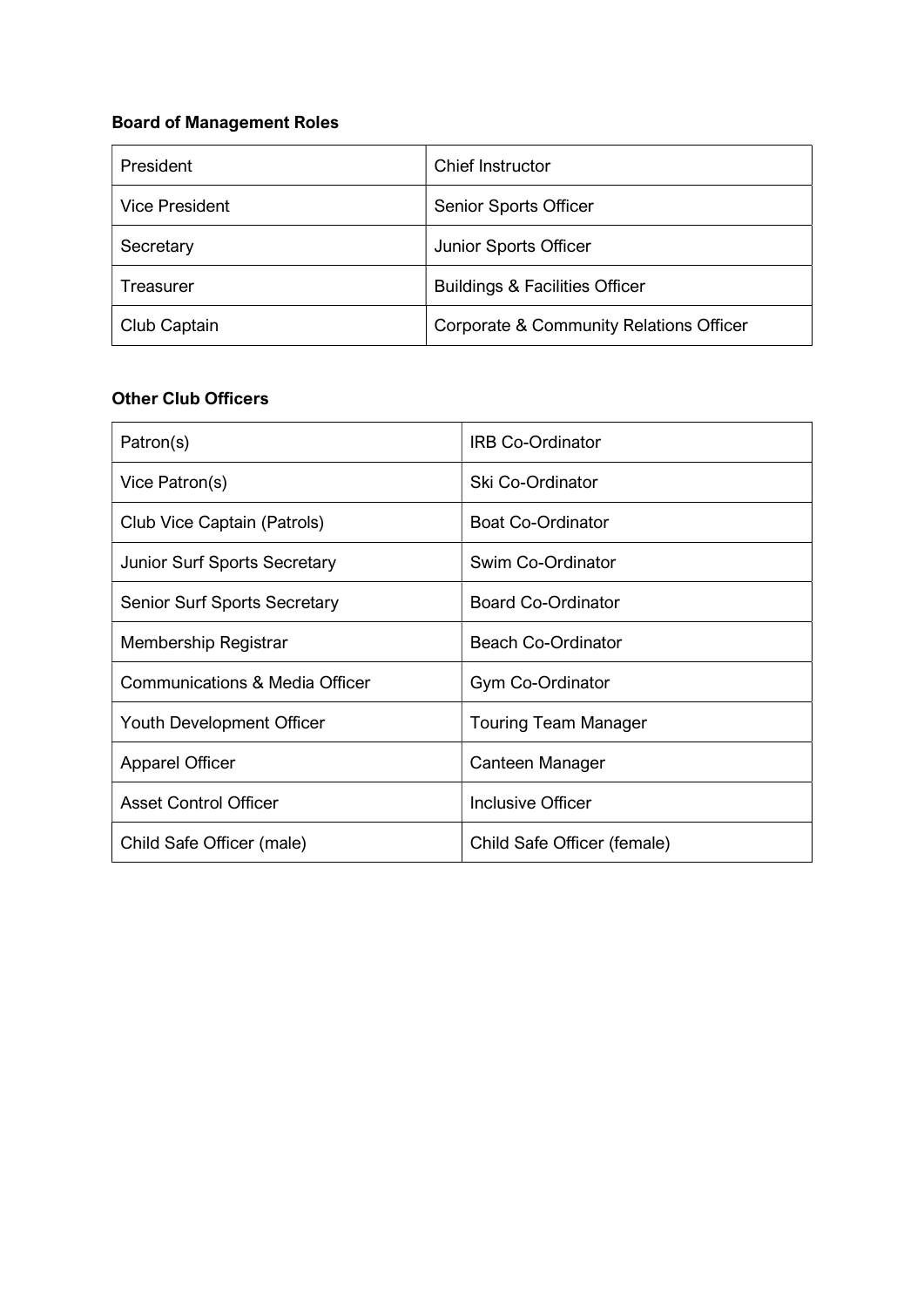**Board of Management Roles**

| | |
|---|---|
| President | Chief Instructor |
| Vice President | Senior Sports Officer |
| Secretary | Junior Sports Officer |
| Treasurer | Buildings & Facilities Officer |
| Club Captain | Corporate & Community Relations Officer |

**Other Club Officers**

| | |
|---|---|
| Patron(s) | IRB Co-Ordinator |
| Vice Patron(s) | Ski Co-Ordinator |
| Club Vice Captain (Patrols) | Boat Co-Ordinator |
| Junior Surf Sports Secretary | Swim Co-Ordinator |
| Senior Surf Sports Secretary | Board Co-Ordinator |
| Membership Registrar | Beach Co-Ordinator |
| Communications & Media Officer | Gym Co-Ordinator |
| Youth Development Officer | Touring Team Manager |
| Apparel Officer | Canteen Manager |
| Asset Control Officer | Inclusive Officer |
| Child Safe Officer (male) | Child Safe Officer (female) |